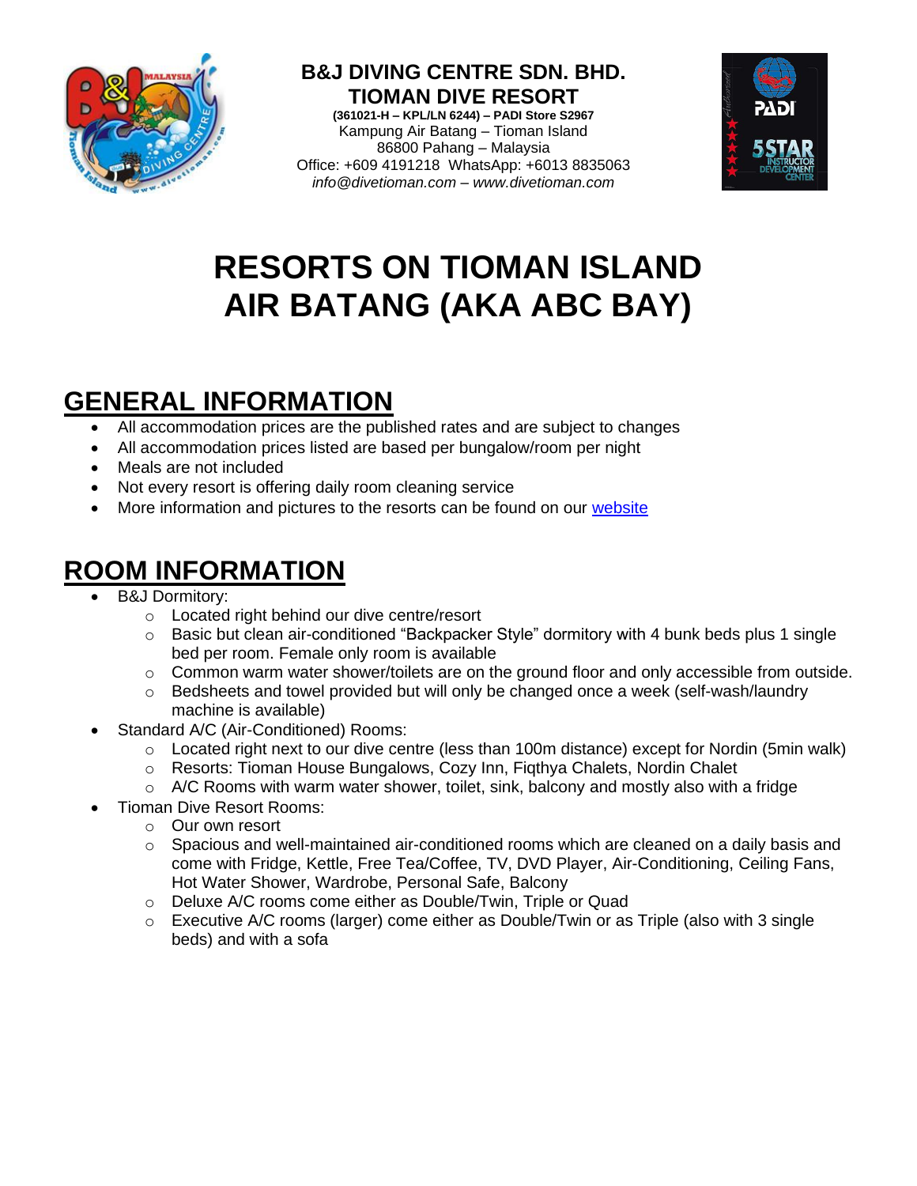**B&J DIVING CENTRE SDN. BHD.**
**TIOMAN DIVE RESORT**
**(361021-H – KPL/LN 6244) – PADI Store S2967**
Kampung Air Batang – Tioman Island
86800 Pahang – Malaysia
Office: +609 4191218 WhatsApp: +6013 8835063
*info@divetioman.com – www.divetioman.com*

# RESORTS ON TIOMAN ISLAND
# AIR BATANG (AKA ABC BAY)

## GENERAL INFORMATION

- All accommodation prices are the published rates and are subject to changes
- All accommodation prices listed are based per bungalow/room per night
- Meals are not included
- Not every resort is offering daily room cleaning service
- More information and pictures to the resorts can be found on our website

## ROOM INFORMATION

- B&J Dormitory:
  - Located right behind our dive centre/resort
  - Basic but clean air-conditioned "Backpacker Style" dormitory with 4 bunk beds plus 1 single bed per room. Female only room is available
  - Common warm water shower/toilets are on the ground floor and only accessible from outside.
  - Bedsheets and towel provided but will only be changed once a week (self-wash/laundry machine is available)
- Standard A/C (Air-Conditioned) Rooms:
  - Located right next to our dive centre (less than 100m distance) except for Nordin (5min walk)
  - Resorts: Tioman House Bungalows, Cozy Inn, Fiqthya Chalets, Nordin Chalet
  - A/C Rooms with warm water shower, toilet, sink, balcony and mostly also with a fridge
- Tioman Dive Resort Rooms:
  - Our own resort
  - Spacious and well-maintained air-conditioned rooms which are cleaned on a daily basis and come with Fridge, Kettle, Free Tea/Coffee, TV, DVD Player, Air-Conditioning, Ceiling Fans, Hot Water Shower, Wardrobe, Personal Safe, Balcony
  - Deluxe A/C rooms come either as Double/Twin, Triple or Quad
  - Executive A/C rooms (larger) come either as Double/Twin or as Triple (also with 3 single beds) and with a sofa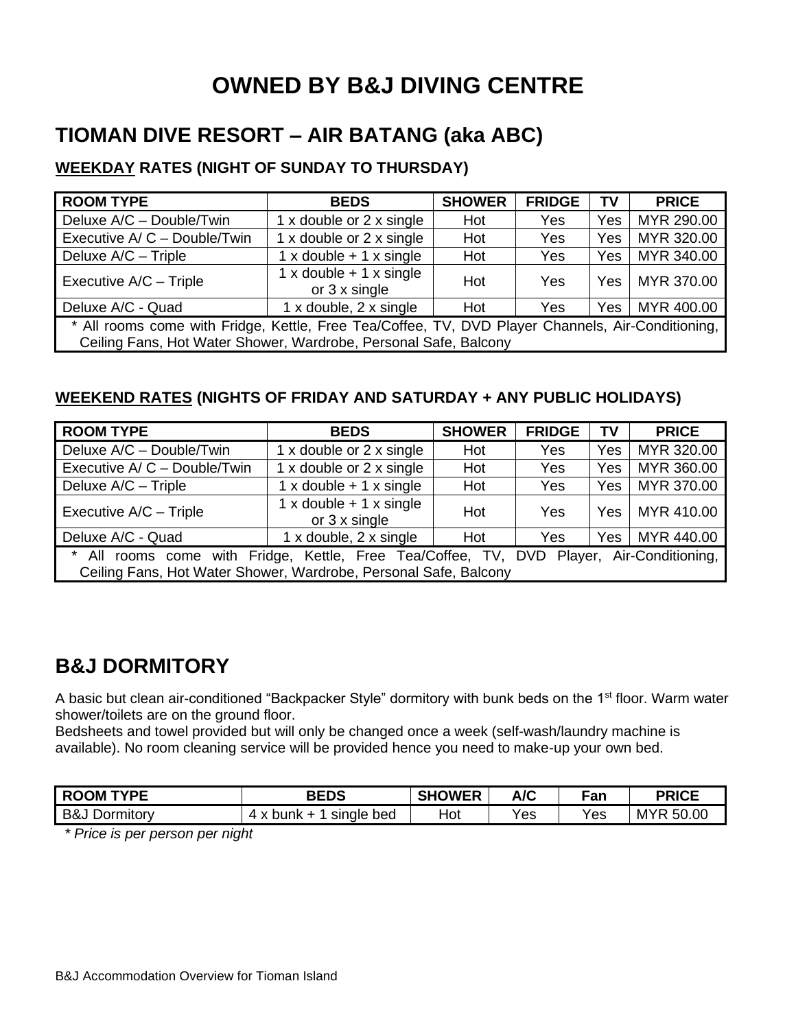# OWNED BY B&J DIVING CENTRE

## TIOMAN DIVE RESORT – AIR BATANG (aka ABC)

### WEEKDAY RATES (NIGHT OF SUNDAY TO THURSDAY)

| ROOM TYPE | BEDS | SHOWER | FRIDGE | TV | PRICE |
|---|---|---|---|---|---|
| Deluxe A/C – Double/Twin | 1 x double or 2 x single | Hot | Yes | Yes | MYR 290.00 |
| Executive A/ C – Double/Twin | 1 x double or 2 x single | Hot | Yes | Yes | MYR 320.00 |
| Deluxe A/C – Triple | 1 x double + 1 x single | Hot | Yes | Yes | MYR 340.00 |
| Executive A/C – Triple | 1 x double + 1 x single or 3 x single | Hot | Yes | Yes | MYR 370.00 |
| Deluxe A/C - Quad | 1 x double, 2 x single | Hot | Yes | Yes | MYR 400.00 |
| * All rooms come with Fridge, Kettle, Free Tea/Coffee, TV, DVD Player Channels, Air-Conditioning, Ceiling Fans, Hot Water Shower, Wardrobe, Personal Safe, Balcony | | | | | |

### WEEKEND RATES (NIGHTS OF FRIDAY AND SATURDAY + ANY PUBLIC HOLIDAYS)

| ROOM TYPE | BEDS | SHOWER | FRIDGE | TV | PRICE |
|---|---|---|---|---|---|
| Deluxe A/C – Double/Twin | 1 x double or 2 x single | Hot | Yes | Yes | MYR 320.00 |
| Executive A/ C – Double/Twin | 1 x double or 2 x single | Hot | Yes | Yes | MYR 360.00 |
| Deluxe A/C – Triple | 1 x double + 1 x single | Hot | Yes | Yes | MYR 370.00 |
| Executive A/C – Triple | 1 x double + 1 x single or 3 x single | Hot | Yes | Yes | MYR 410.00 |
| Deluxe A/C - Quad | 1 x double, 2 x single | Hot | Yes | Yes | MYR 440.00 |
| * All rooms come with Fridge, Kettle, Free Tea/Coffee, TV, DVD Player, Air-Conditioning, Ceiling Fans, Hot Water Shower, Wardrobe, Personal Safe, Balcony | | | | | |

## B&J DORMITORY

A basic but clean air-conditioned "Backpacker Style" dormitory with bunk beds on the 1st floor. Warm water shower/toilets are on the ground floor.
Bedsheets and towel provided but will only be changed once a week (self-wash/laundry machine is available). No room cleaning service will be provided hence you need to make-up your own bed.

| ROOM TYPE | BEDS | SHOWER | A/C | Fan | PRICE |
|---|---|---|---|---|---|
| B&J Dormitory | 4 x bunk + 1 single bed | Hot | Yes | Yes | MYR 50.00 |

*\* Price is per person per night*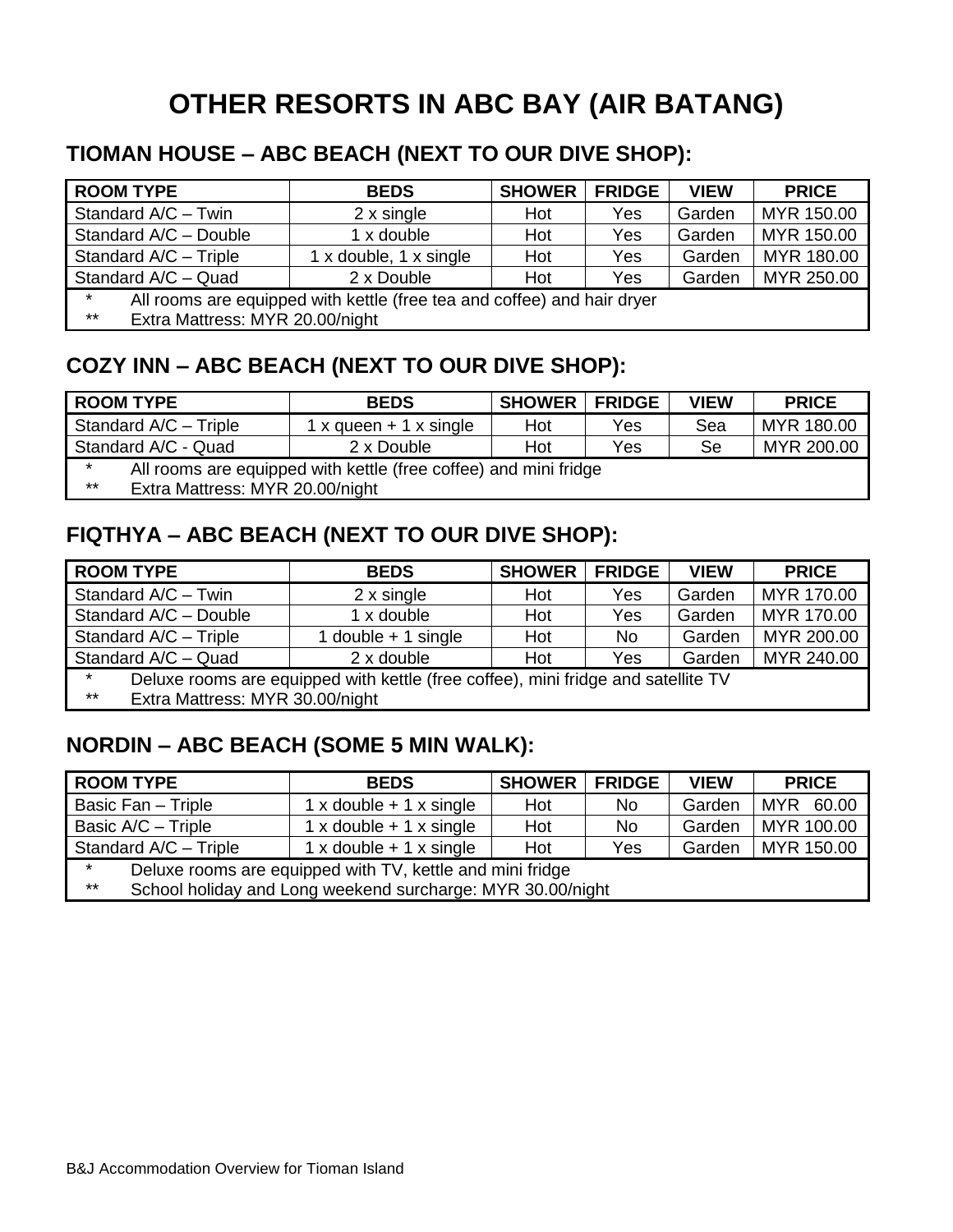# OTHER RESORTS IN ABC BAY (AIR BATANG)

## TIOMAN HOUSE – ABC BEACH (NEXT TO OUR DIVE SHOP):

| ROOM TYPE | BEDS | SHOWER | FRIDGE | VIEW | PRICE |
|---|---|---|---|---|---|
| Standard A/C – Twin | 2 x single | Hot | Yes | Garden | MYR 150.00 |
| Standard A/C – Double | 1 x double | Hot | Yes | Garden | MYR 150.00 |
| Standard A/C – Triple | 1 x double, 1 x single | Hot | Yes | Garden | MYR 180.00 |
| Standard A/C – Quad | 2 x Double | Hot | Yes | Garden | MYR 250.00 |

\* All rooms are equipped with kettle (free tea and coffee) and hair dryer
\** Extra Mattress: MYR 20.00/night

## COZY INN – ABC BEACH (NEXT TO OUR DIVE SHOP):

| ROOM TYPE | BEDS | SHOWER | FRIDGE | VIEW | PRICE |
|---|---|---|---|---|---|
| Standard A/C – Triple | 1 x queen + 1 x single | Hot | Yes | Sea | MYR 180.00 |
| Standard A/C - Quad | 2 x Double | Hot | Yes | Se | MYR 200.00 |

\* All rooms are equipped with kettle (free coffee) and mini fridge
\** Extra Mattress: MYR 20.00/night

## FIQTHYA – ABC BEACH (NEXT TO OUR DIVE SHOP):

| ROOM TYPE | BEDS | SHOWER | FRIDGE | VIEW | PRICE |
|---|---|---|---|---|---|
| Standard A/C – Twin | 2 x single | Hot | Yes | Garden | MYR 170.00 |
| Standard A/C – Double | 1 x double | Hot | Yes | Garden | MYR 170.00 |
| Standard A/C – Triple | 1 double + 1 single | Hot | No | Garden | MYR 200.00 |
| Standard A/C – Quad | 2 x double | Hot | Yes | Garden | MYR 240.00 |

\* Deluxe rooms are equipped with kettle (free coffee), mini fridge and satellite TV
\** Extra Mattress: MYR 30.00/night

## NORDIN – ABC BEACH (SOME 5 MIN WALK):

| ROOM TYPE | BEDS | SHOWER | FRIDGE | VIEW | PRICE |
|---|---|---|---|---|---|
| Basic Fan – Triple | 1 x double + 1 x single | Hot | No | Garden | MYR 60.00 |
| Basic A/C – Triple | 1 x double + 1 x single | Hot | No | Garden | MYR 100.00 |
| Standard A/C – Triple | 1 x double + 1 x single | Hot | Yes | Garden | MYR 150.00 |

\* Deluxe rooms are equipped with TV, kettle and mini fridge
\** School holiday and Long weekend surcharge: MYR 30.00/night